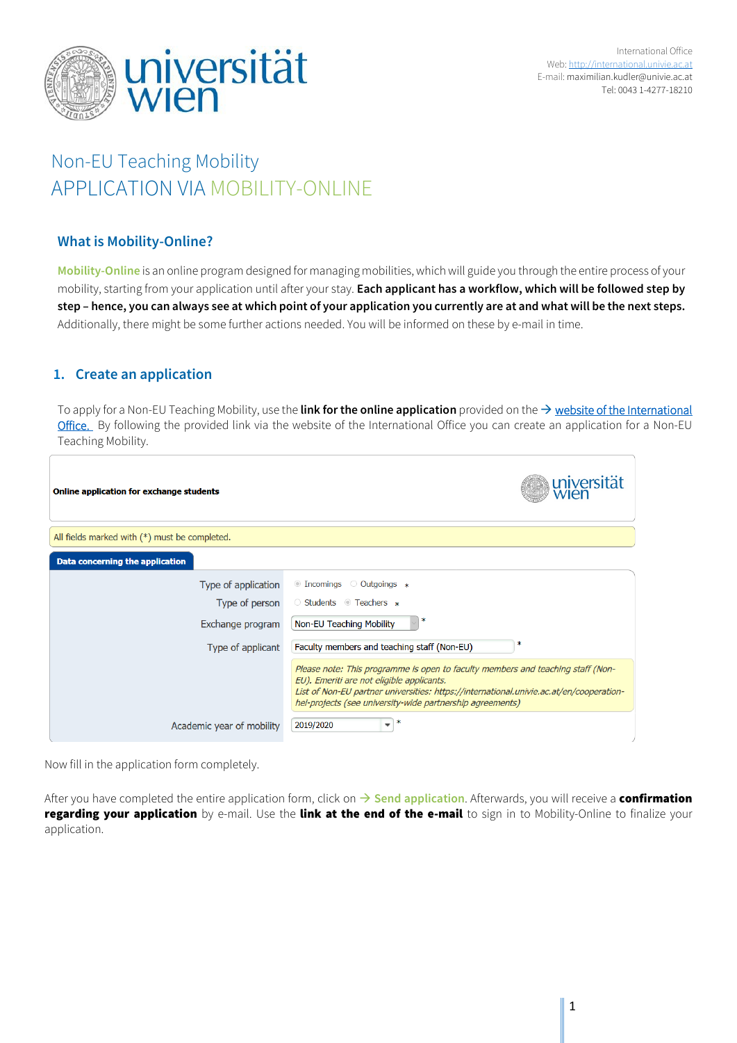International Office
Web: http://international.univie.ac.at
E-mail: maximilian.kudler@univie.ac.at
Tel: 0043 1-4277-18210

# Non-EU Teaching Mobility
# APPLICATION VIA MOBILITY-ONLINE

## What is Mobility-Online?

Mobility-Online is an online program designed for managing mobilities, which will guide you through the entire process of your mobility, starting from your application until after your stay. **Each applicant has a workflow, which will be followed step by step – hence, you can always see at which point of your application you currently are at and what will be the next steps.** Additionally, there might be some further actions needed. You will be informed on these by e-mail in time.

## 1. Create an application

To apply for a Non-EU Teaching Mobility, use the **link for the online application** provided on the → website of the International Office. By following the provided link via the website of the International Office you can create an application for a Non-EU Teaching Mobility.

**Online application for exchange students**

All fields marked with (*) must be completed.

**Data concerning the application**

| | |
|---|---|
| Type of application | ◉ Incomings ○ Outgoings * |
| Type of person | ○ Students ◉ Teachers * |
| Exchange program | Non-EU Teaching Mobility * |
| Type of applicant | Faculty members and teaching staff (Non-EU) * |
| | *Please note: This programme is open to faculty members and teaching staff (Non-EU). Emeriti are not eligible applicants. List of Non-EU partner universities: https://international.univie.ac.at/en/cooperation-hel-projects (see university-wide partnership agreements)* |
| Academic year of mobility | 2019/2020 * |

Now fill in the application form completely.

After you have completed the entire application form, click on → Send application. Afterwards, you will receive a **confirmation regarding your application** by e-mail. Use the **link at the end of the e-mail** to sign in to Mobility-Online to finalize your application.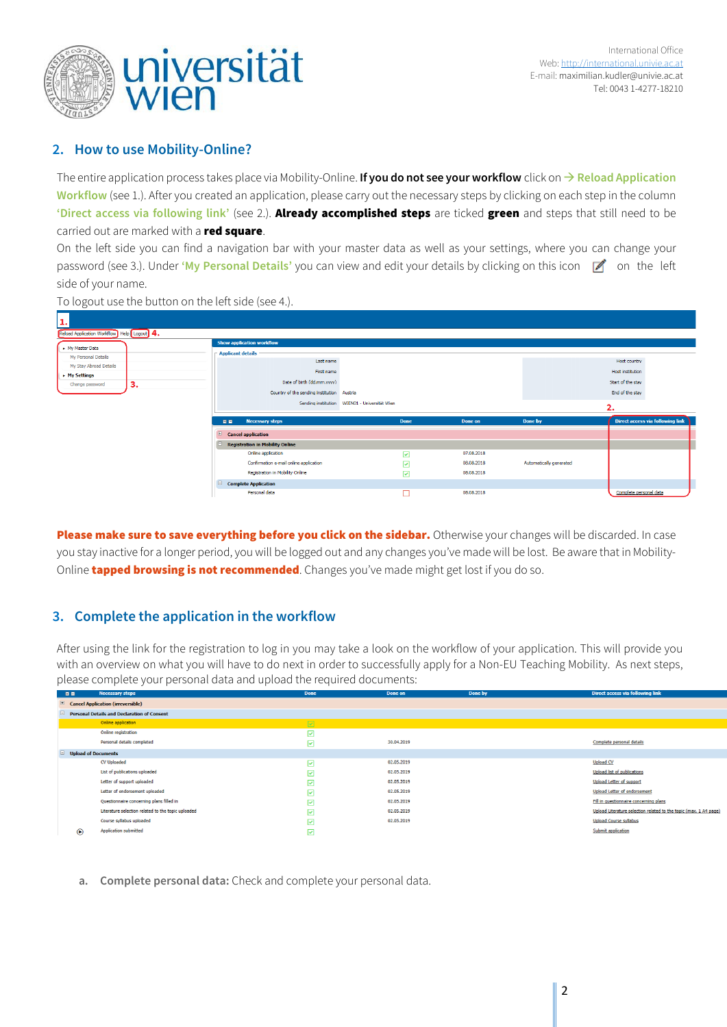International Office
Web: http://international.univie.ac.at
E-mail: maximilian.kudler@univie.ac.at
Tel: 0043 1-4277-18210

## 2. How to use Mobility-Online?

The entire application process takes place via Mobility-Online. **If you do not see your workflow** click on → **Reload Application Workflow** (see 1.). After you created an application, please carry out the necessary steps by clicking on each step in the column **'Direct access via following link'** (see 2.). **Already accomplished steps** are ticked **green** and steps that still need to be carried out are marked with a **red square**.

On the left side you can find a navigation bar with your master data as well as your settings, where you can change your password (see 3.). Under **'My Personal Details'** you can view and edit your details by clicking on this icon on the left side of your name.

To logout use the button on the left side (see 4.).

**Please make sure to save everything before you click on the sidebar.** Otherwise your changes will be discarded. In case you stay inactive for a longer period, you will be logged out and any changes you've made will be lost. Be aware that in Mobility-Online **tapped browsing is not recommended**. Changes you've made might get lost if you do so.

## 3. Complete the application in the workflow

After using the link for the registration to log in you may take a look on the workflow of your application. This will provide you with an overview on what you will have to do next in order to successfully apply for a Non-EU Teaching Mobility. As next steps, please complete your personal data and upload the required documents:

| Necessary steps | Done | Done on | Done by | Direct access via following link |
|---|---|---|---|---|
| Cancel Application (irreversible) | | | | |
| Personal Details and Declaration of Consent | | | | |
| Online application | ✓ | | | |
| Online registration | ✓ | | | |
| Personal details completed | ✓ | 30.04.2019 | | Complete personal details |
| Upload of Documents | | | | |
| CV Uploaded | ✓ | 02.05.2019 | | Upload CV |
| List of publications uploaded | ✓ | 02.05.2019 | | Upload list of publications |
| Letter of support uploaded | ✓ | 02.05.2019 | | Upload Letter of support |
| Letter of endorsement uploaded | ✓ | 02.05.2019 | | Upload Letter of endorsement |
| Questionnaire concerning plans filled in | ✓ | 02.05.2019 | | Fill in questionnaire concerning plans |
| Literature selection related to the topic uploaded | ✓ | 02.05.2019 | | Upload Literature selection related to the topic (max. 1 A4 page) |
| Course syllabus uploaded | ✓ | 02.05.2019 | | Upload Course syllabus |
| Application submitted | ✓ | | | Submit application |

a. **Complete personal data:** Check and complete your personal data.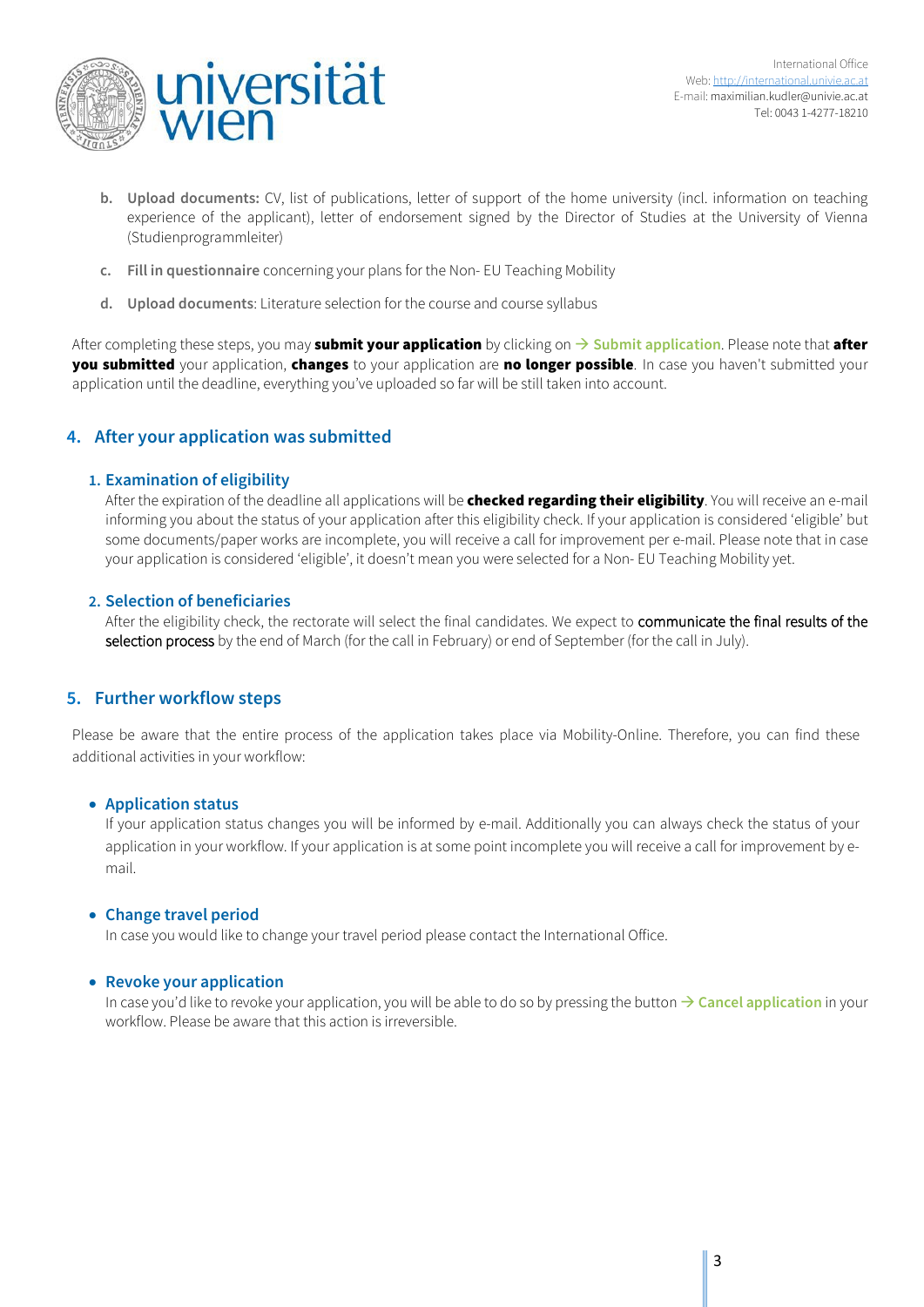b. **Upload documents:** CV, list of publications, letter of support of the home university (incl. information on teaching experience of the applicant), letter of endorsement signed by the Director of Studies at the University of Vienna (Studienprogrammleiter)

c. **Fill in questionnaire** concerning your plans for the Non- EU Teaching Mobility

d. **Upload documents**: Literature selection for the course and course syllabus

After completing these steps, you may **submit your application** by clicking on → **Submit application**. Please note that **after you submitted** your application, **changes** to your application are **no longer possible**. In case you haven't submitted your application until the deadline, everything you've uploaded so far will be still taken into account.

## 4. After your application was submitted

### 1. Examination of eligibility

After the expiration of the deadline all applications will be **checked regarding their eligibility**. You will receive an e-mail informing you about the status of your application after this eligibility check. If your application is considered 'eligible' but some documents/paper works are incomplete, you will receive a call for improvement per e-mail. Please note that in case your application is considered 'eligible', it doesn't mean you were selected for a Non- EU Teaching Mobility yet.

### 2. Selection of beneficiaries

After the eligibility check, the rectorate will select the final candidates. We expect to communicate the final results of the selection process by the end of March (for the call in February) or end of September (for the call in July).

## 5. Further workflow steps

Please be aware that the entire process of the application takes place via Mobility-Online. Therefore, you can find these additional activities in your workflow:

- **Application status**

  If your application status changes you will be informed by e-mail. Additionally you can always check the status of your application in your workflow. If your application is at some point incomplete you will receive a call for improvement by e-mail.

- **Change travel period**

  In case you would like to change your travel period please contact the International Office.

- **Revoke your application**

  In case you'd like to revoke your application, you will be able to do so by pressing the button → **Cancel application** in your workflow. Please be aware that this action is irreversible.